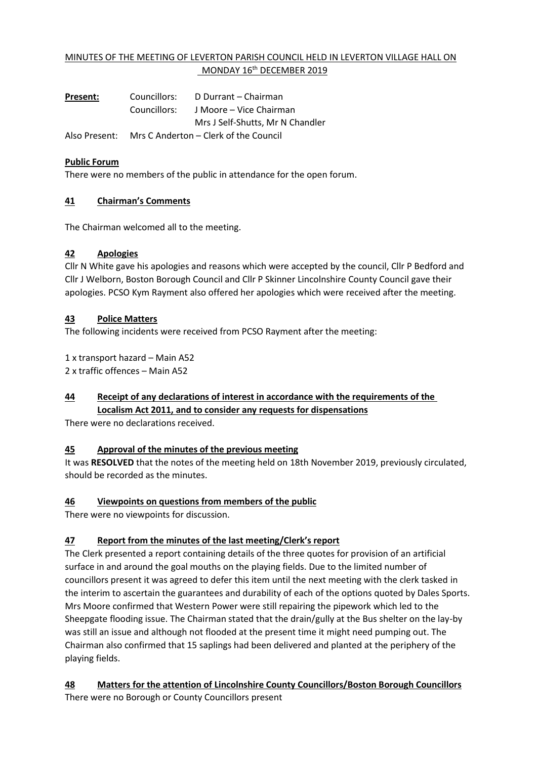# MINUTES OF THE MEETING OF LEVERTON PARISH COUNCIL HELD IN LEVERTON VILLAGE HALL ON MONDAY 16th DECEMBER 2019

| **Present:** | Councillors: | D Durrant – Chairman |
|---|---|---|
| | Councillors: | J Moore – Vice Chairman |
| | | Mrs J Self-Shutts, Mr N Chandler |
| Also Present: | Mrs C Anderton – Clerk of the Council | |

## Public Forum

There were no members of the public in attendance for the open forum.

## 41 Chairman's Comments

The Chairman welcomed all to the meeting.

## 42 Apologies

Cllr N White gave his apologies and reasons which were accepted by the council, Cllr P Bedford and Cllr J Welborn, Boston Borough Council and Cllr P Skinner Lincolnshire County Council gave their apologies. PCSO Kym Rayment also offered her apologies which were received after the meeting.

## 43 Police Matters

The following incidents were received from PCSO Rayment after the meeting:

1 x transport hazard – Main A52
2 x traffic offences – Main A52

## 44 Receipt of any declarations of interest in accordance with the requirements of the Localism Act 2011, and to consider any requests for dispensations

There were no declarations received.

## 45 Approval of the minutes of the previous meeting

It was **RESOLVED** that the notes of the meeting held on 18th November 2019, previously circulated, should be recorded as the minutes.

## 46 Viewpoints on questions from members of the public

There were no viewpoints for discussion.

## 47 Report from the minutes of the last meeting/Clerk's report

The Clerk presented a report containing details of the three quotes for provision of an artificial surface in and around the goal mouths on the playing fields. Due to the limited number of councillors present it was agreed to defer this item until the next meeting with the clerk tasked in the interim to ascertain the guarantees and durability of each of the options quoted by Dales Sports. Mrs Moore confirmed that Western Power were still repairing the pipework which led to the Sheepgate flooding issue. The Chairman stated that the drain/gully at the Bus shelter on the lay-by was still an issue and although not flooded at the present time it might need pumping out. The Chairman also confirmed that 15 saplings had been delivered and planted at the periphery of the playing fields.

## 48 Matters for the attention of Lincolnshire County Councillors/Boston Borough Councillors

There were no Borough or County Councillors present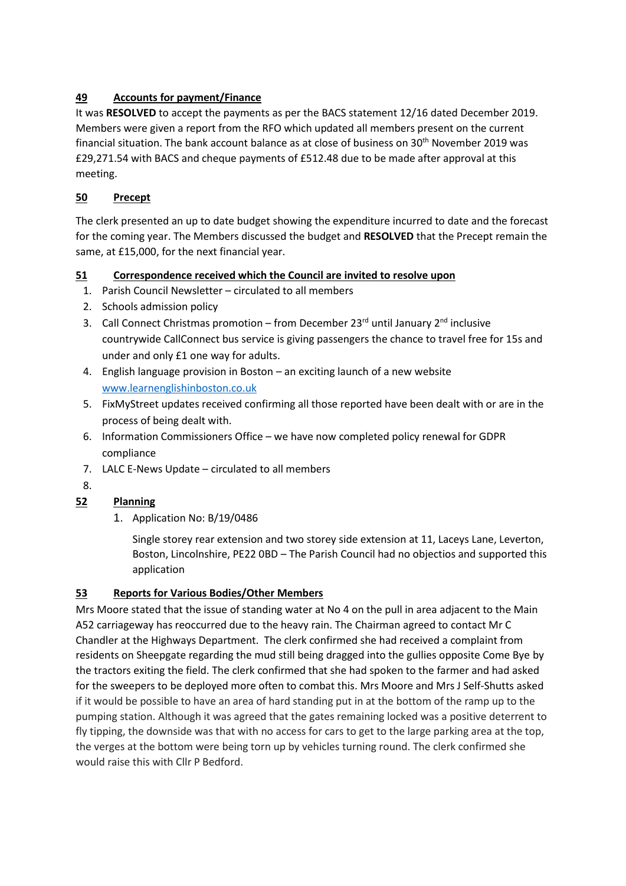## 49 Accounts for payment/Finance

It was **RESOLVED** to accept the payments as per the BACS statement 12/16 dated December 2019. Members were given a report from the RFO which updated all members present on the current financial situation. The bank account balance as at close of business on 30th November 2019 was £29,271.54 with BACS and cheque payments of £512.48 due to be made after approval at this meeting.

## 50 Precept

The clerk presented an up to date budget showing the expenditure incurred to date and the forecast for the coming year. The Members discussed the budget and **RESOLVED** that the Precept remain the same, at £15,000, for the next financial year.

## 51 Correspondence received which the Council are invited to resolve upon

1. Parish Council Newsletter – circulated to all members
2. Schools admission policy
3. Call Connect Christmas promotion – from December 23rd until January 2nd inclusive countrywide CallConnect bus service is giving passengers the chance to travel free for 15s and under and only £1 one way for adults.
4. English language provision in Boston – an exciting launch of a new website www.learnenglishinboston.co.uk
5. FixMyStreet updates received confirming all those reported have been dealt with or are in the process of being dealt with.
6. Information Commissioners Office – we have now completed policy renewal for GDPR compliance
7. LALC E-News Update – circulated to all members
8. 

## 52 Planning

1. Application No: B/19/0486

   Single storey rear extension and two storey side extension at 11, Laceys Lane, Leverton, Boston, Lincolnshire, PE22 0BD – The Parish Council had no objectios and supported this application

## 53 Reports for Various Bodies/Other Members

Mrs Moore stated that the issue of standing water at No 4 on the pull in area adjacent to the Main A52 carriageway has reoccurred due to the heavy rain. The Chairman agreed to contact Mr C Chandler at the Highways Department. The clerk confirmed she had received a complaint from residents on Sheepgate regarding the mud still being dragged into the gullies opposite Come Bye by the tractors exiting the field. The clerk confirmed that she had spoken to the farmer and had asked for the sweepers to be deployed more often to combat this. Mrs Moore and Mrs J Self-Shutts asked if it would be possible to have an area of hard standing put in at the bottom of the ramp up to the pumping station. Although it was agreed that the gates remaining locked was a positive deterrent to fly tipping, the downside was that with no access for cars to get to the large parking area at the top, the verges at the bottom were being torn up by vehicles turning round. The clerk confirmed she would raise this with Cllr P Bedford.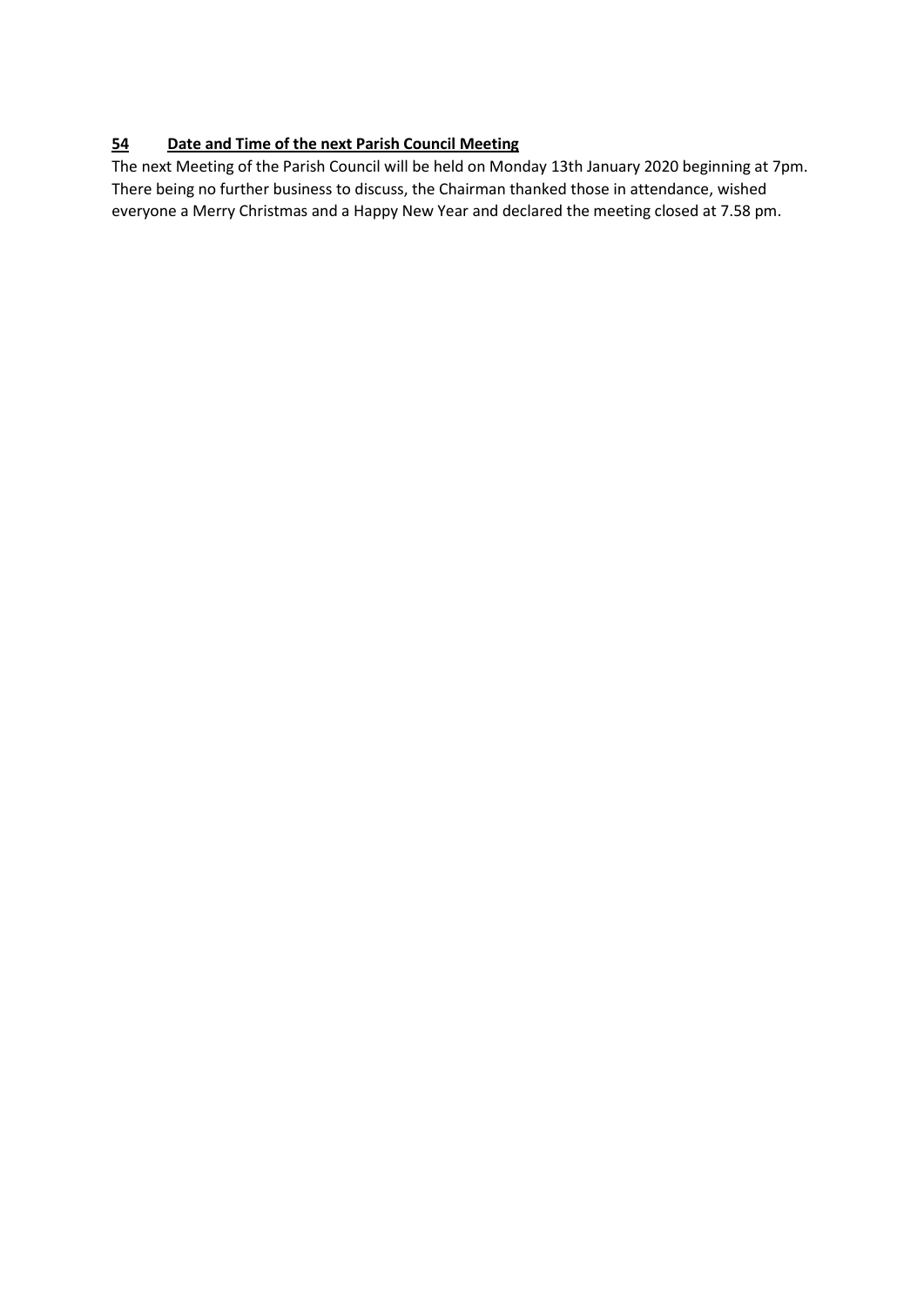## 54 Date and Time of the next Parish Council Meeting

The next Meeting of the Parish Council will be held on Monday 13th January 2020 beginning at 7pm. There being no further business to discuss, the Chairman thanked those in attendance, wished everyone a Merry Christmas and a Happy New Year and declared the meeting closed at 7.58 pm.